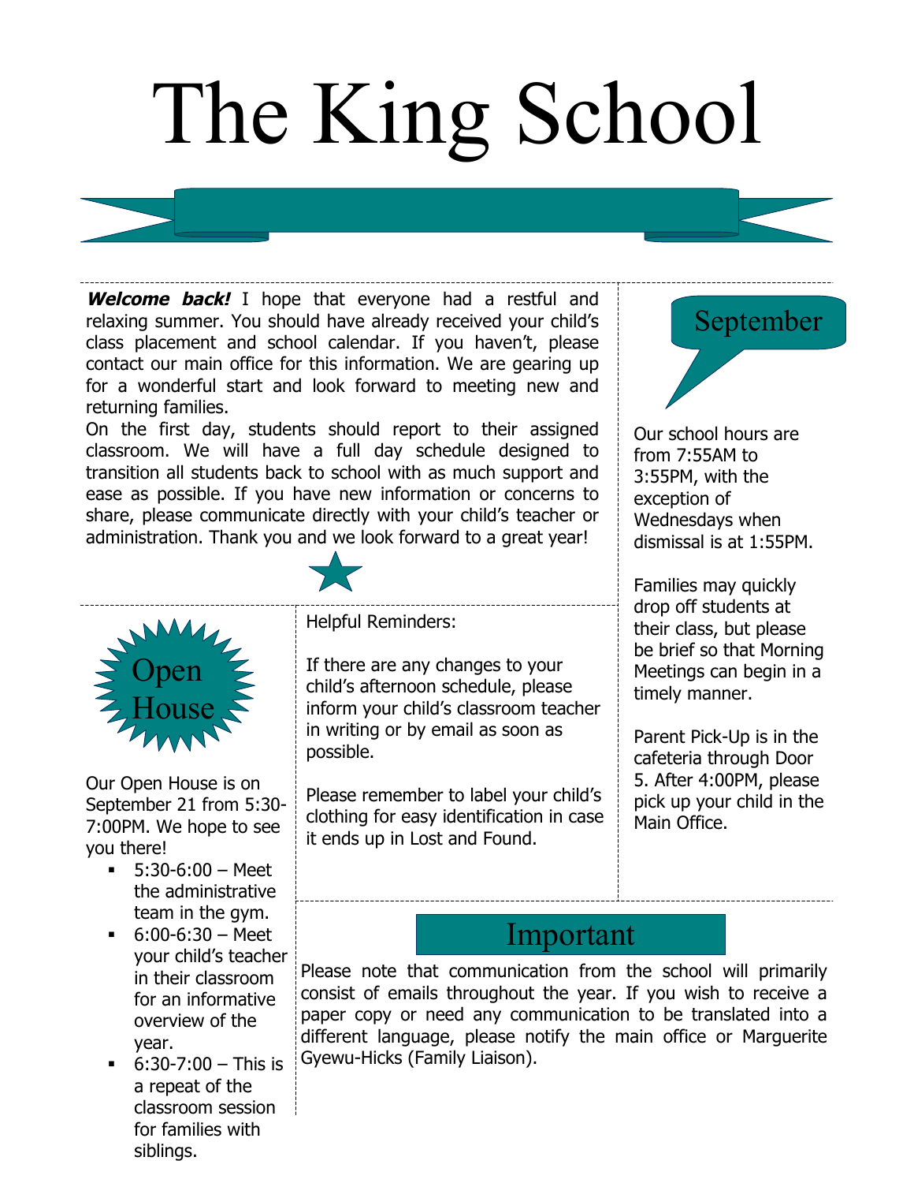# The King School

***Welcome back!*** I hope that everyone had a restful and relaxing summer. You should have already received your child's class placement and school calendar. If you haven't, please contact our main office for this information. We are gearing up for a wonderful start and look forward to meeting new and returning families.

On the first day, students should report to their assigned classroom. We will have a full day schedule designed to transition all students back to school with as much support and ease as possible. If you have new information or concerns to share, please communicate directly with your child's teacher or administration. Thank you and we look forward to a great year!

## September

Our school hours are from 7:55AM to 3:55PM, with the exception of Wednesdays when dismissal is at 1:55PM.

Families may quickly drop off students at their class, but please be brief so that Morning Meetings can begin in a timely manner.

Parent Pick-Up is in the cafeteria through Door 5. After 4:00PM, please pick up your child in the Main Office.

## Open House

Our Open House is on September 21 from 5:30-7:00PM. We hope to see you there!

- 5:30-6:00 – Meet the administrative team in the gym.
- 6:00-6:30 – Meet your child's teacher in their classroom for an informative overview of the year.
- 6:30-7:00 – This is a repeat of the classroom session for families with siblings.

Helpful Reminders:

If there are any changes to your child's afternoon schedule, please inform your child's classroom teacher in writing or by email as soon as possible.

Please remember to label your child's clothing for easy identification in case it ends up in Lost and Found.

## Important

Please note that communication from the school will primarily consist of emails throughout the year. If you wish to receive a paper copy or need any communication to be translated into a different language, please notify the main office or Marguerite Gyewu-Hicks (Family Liaison).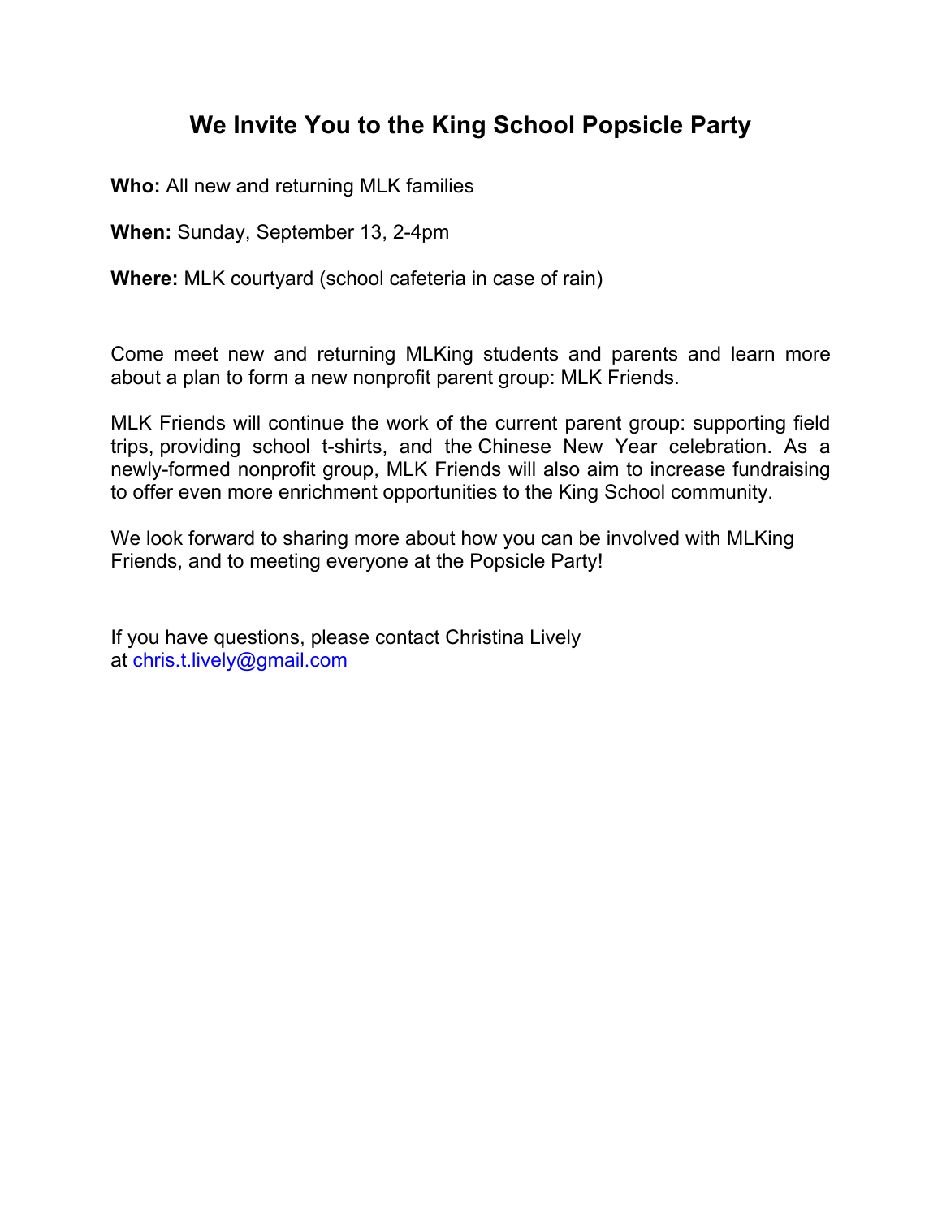# We Invite You to the King School Popsicle Party

**Who:** All new and returning MLK families

**When:** Sunday, September 13, 2-4pm

**Where:** MLK courtyard (school cafeteria in case of rain)

Come meet new and returning MLKing students and parents and learn more about a plan to form a new nonprofit parent group: MLK Friends.

MLK Friends will continue the work of the current parent group: supporting field trips, providing school t-shirts, and the Chinese New Year celebration. As a newly-formed nonprofit group, MLK Friends will also aim to increase fundraising to offer even more enrichment opportunities to the King School community.

We look forward to sharing more about how you can be involved with MLKing Friends, and to meeting everyone at the Popsicle Party!

If you have questions, please contact Christina Lively at chris.t.lively@gmail.com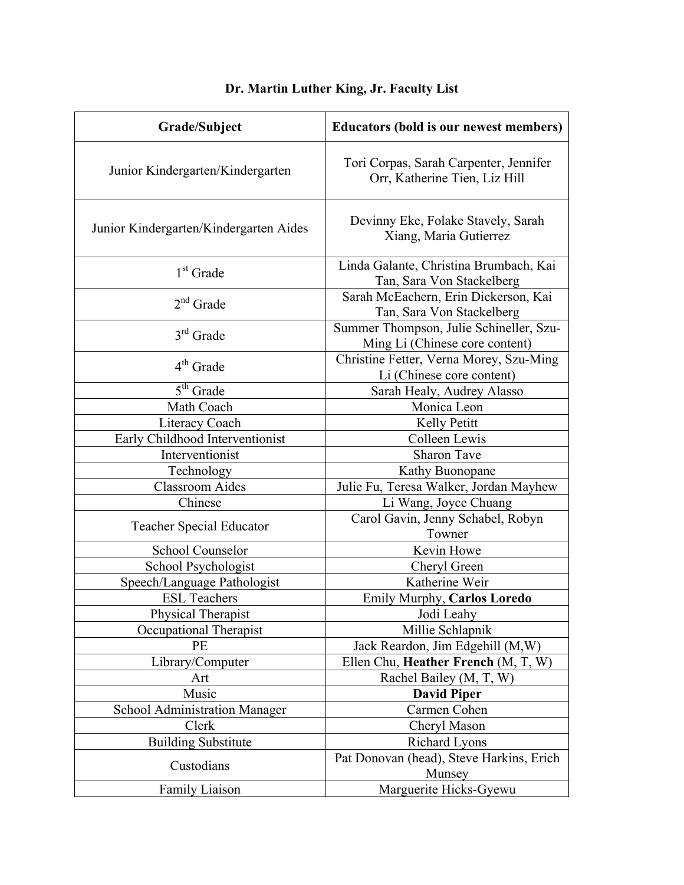**Dr. Martin Luther King, Jr. Faculty List**

| Grade/Subject | Educators (bold is our newest members) |
|---|---|
| Junior Kindergarten/Kindergarten | Tori Corpas, Sarah Carpenter, Jennifer Orr, Katherine Tien, Liz Hill |
| Junior Kindergarten/Kindergarten Aides | Devinny Eke, Folake Stavely, Sarah Xiang, Maria Gutierrez |
| 1st Grade | Linda Galante, Christina Brumbach, Kai Tan, Sara Von Stackelberg |
| 2nd Grade | Sarah McEachern, Erin Dickerson, Kai Tan, Sara Von Stackelberg |
| 3rd Grade | Summer Thompson, Julie Schineller, Szu-Ming Li (Chinese core content) |
| 4th Grade | Christine Fetter, Verna Morey, Szu-Ming Li (Chinese core content) |
| 5th Grade | Sarah Healy, Audrey Alasso |
| Math Coach | Monica Leon |
| Literacy Coach | Kelly Petitt |
| Early Childhood Interventionist | Colleen Lewis |
| Interventionist | Sharon Tave |
| Technology | Kathy Buonopane |
| Classroom Aides | Julie Fu, Teresa Walker, Jordan Mayhew |
| Chinese | Li Wang, Joyce Chuang |
| Teacher Special Educator | Carol Gavin, Jenny Schabel, Robyn Towner |
| School Counselor | Kevin Howe |
| School Psychologist | Cheryl Green |
| Speech/Language Pathologist | Katherine Weir |
| ESL Teachers | Emily Murphy, **Carlos Loredo** |
| Physical Therapist | Jodi Leahy |
| Occupational Therapist | Millie Schlapnik |
| PE | Jack Reardon, Jim Edgehill (M,W) |
| Library/Computer | Ellen Chu, **Heather French** (M, T, W) |
| Art | Rachel Bailey (M, T, W) |
| Music | **David Piper** |
| School Administration Manager | Carmen Cohen |
| Clerk | Cheryl Mason |
| Building Substitute | Richard Lyons |
| Custodians | Pat Donovan (head), Steve Harkins, Erich Munsey |
| Family Liaison | Marguerite Hicks-Gyewu |